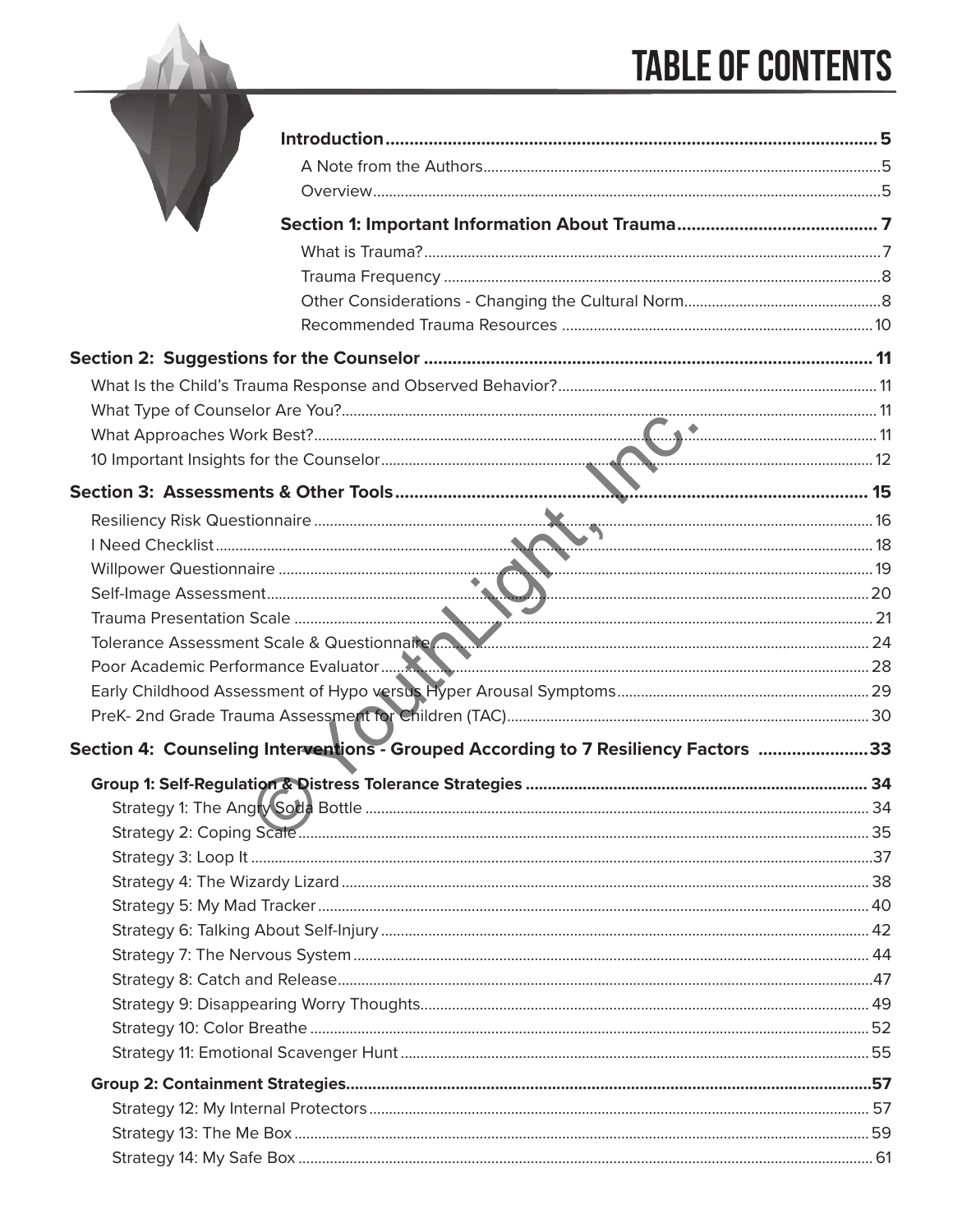# TABLE OF CONTENTS

**Introduction** .......... 5

- A Note from the Authors .......... 5
- Overview .......... 5

**Section 1: Important Information About Trauma** .......... 7

- What is Trauma? .......... 7
- Trauma Frequency .......... 8
- Other Considerations - Changing the Cultural Norm .......... 8
- Recommended Trauma Resources .......... 10

**Section 2: Suggestions for the Counselor** .......... 11

- What Is the Child's Trauma Response and Observed Behavior? .......... 11
- What Type of Counselor Are You? .......... 11
- What Approaches Work Best? .......... 11
- 10 Important Insights for the Counselor .......... 12

**Section 3: Assessments & Other Tools** .......... 15

- Resiliency Risk Questionnaire .......... 16
- I Need Checklist .......... 18
- Willpower Questionnaire .......... 19
- Self-Image Assessment .......... 20
- Trauma Presentation Scale .......... 21
- Tolerance Assessment Scale & Questionnaire .......... 24
- Poor Academic Performance Evaluator .......... 28
- Early Childhood Assessment of Hypo versus Hyper Arousal Symptoms .......... 29
- PreK- 2nd Grade Trauma Assessment for Children (TAC) .......... 30

**Section 4: Counseling Interventions - Grouped According to 7 Resiliency Factors** .......... 33

**Group 1: Self-Regulation & Distress Tolerance Strategies** .......... 34

- Strategy 1: The Angry Soda Bottle .......... 34
- Strategy 2: Coping Scale .......... 35
- Strategy 3: Loop It .......... 37
- Strategy 4: The Wizardy Lizard .......... 38
- Strategy 5: My Mad Tracker .......... 40
- Strategy 6: Talking About Self-Injury .......... 42
- Strategy 7: The Nervous System .......... 44
- Strategy 8: Catch and Release .......... 47
- Strategy 9: Disappearing Worry Thoughts .......... 49
- Strategy 10: Color Breathe .......... 52
- Strategy 11: Emotional Scavenger Hunt .......... 55

**Group 2: Containment Strategies** .......... 57

- Strategy 12: My Internal Protectors .......... 57
- Strategy 13: The Me Box .......... 59
- Strategy 14: My Safe Box .......... 61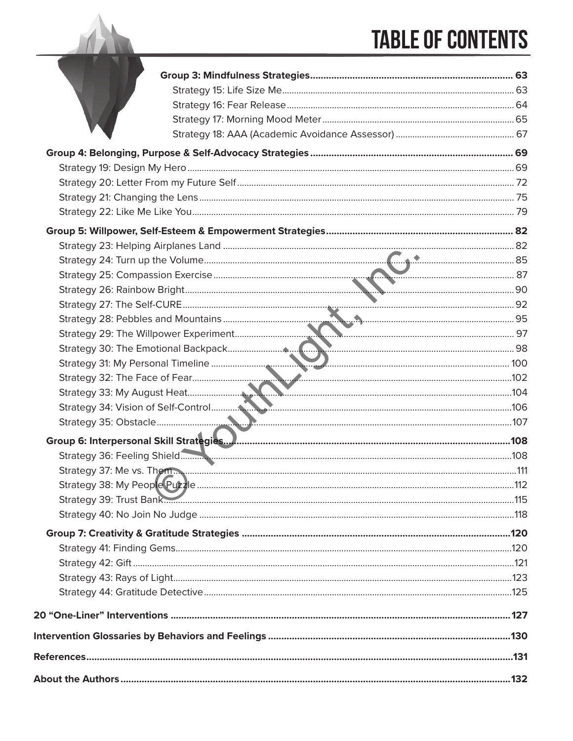# TABLE OF CONTENTS

**Group 3: Mindfulness Strategies** ........ 63
- Strategy 15: Life Size Me ........ 63
- Strategy 16: Fear Release ........ 64
- Strategy 17: Morning Mood Meter ........ 65
- Strategy 18: AAA (Academic Avoidance Assessor) ........ 67

**Group 4: Belonging, Purpose & Self-Advocacy Strategies** ........ 69
- Strategy 19: Design My Hero ........ 69
- Strategy 20: Letter From my Future Self ........ 72
- Strategy 21: Changing the Lens ........ 75
- Strategy 22: Like Me Like You ........ 79

**Group 5: Willpower, Self-Esteem & Empowerment Strategies** ........ 82
- Strategy 23: Helping Airplanes Land ........ 82
- Strategy 24: Turn up the Volume ........ 85
- Strategy 25: Compassion Exercise ........ 87
- Strategy 26: Rainbow Bright ........ 90
- Strategy 27: The Self-CURE ........ 92
- Strategy 28: Pebbles and Mountains ........ 95
- Strategy 29: The Willpower Experiment ........ 97
- Strategy 30: The Emotional Backpack ........ 98
- Strategy 31: My Personal Timeline ........ 100
- Strategy 32: The Face of Fear ........ 102
- Strategy 33: My August Heat ........ 104
- Strategy 34: Vision of Self-Control ........ 106
- Strategy 35: Obstacle ........ 107

**Group 6: Interpersonal Skill Strategies** ........ 108
- Strategy 36: Feeling Shield ........ 108
- Strategy 37: Me vs. Them ........ 111
- Strategy 38: My People Puzzle ........ 112
- Strategy 39: Trust Bank ........ 115
- Strategy 40: No Join No Judge ........ 118

**Group 7: Creativity & Gratitude Strategies** ........ 120
- Strategy 41: Finding Gems ........ 120
- Strategy 42: Gift ........ 121
- Strategy 43: Rays of Light ........ 123
- Strategy 44: Gratitude Detective ........ 125

**20 "One-Liner" Interventions** ........ 127

**Intervention Glossaries by Behaviors and Feelings** ........ 130

**References** ........ 131

**About the Authors** ........ 132

© YouthLight, Inc.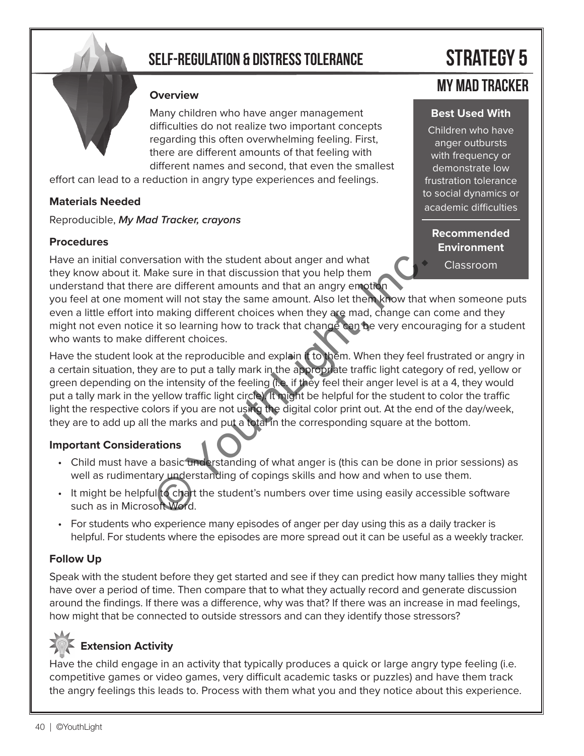# SELF-REGULATION & DISTRESS TOLERANCE

# STRATEGY 5

## MY MAD TRACKER

**Best Used With**

Children who have anger outbursts with frequency or demonstrate low frustration tolerance to social dynamics or academic difficulties

**Recommended Environment**

Classroom

### Overview

Many children who have anger management difficulties do not realize two important concepts regarding this often overwhelming feeling. First, there are different amounts of that feeling with different names and second, that even the smallest effort can lead to a reduction in angry type experiences and feelings.

### Materials Needed

Reproducible, ***My Mad Tracker, crayons***

### Procedures

Have an initial conversation with the student about anger and what they know about it. Make sure in that discussion that you help them understand that there are different amounts and that an angry emotion you feel at one moment will not stay the same amount. Also let them know that when someone puts even a little effort into making different choices when they are mad, change can come and they might not even notice it so learning how to track that change can be very encouraging for a student who wants to make different choices.

Have the student look at the reproducible and explain it to them. When they feel frustrated or angry in a certain situation, they are to put a tally mark in the appropriate traffic light category of red, yellow or green depending on the intensity of the feeling (i.e. if they feel their anger level is at a 4, they would put a tally mark in the yellow traffic light circle). It might be helpful for the student to color the traffic light the respective colors if you are not using the digital color print out. At the end of the day/week, they are to add up all the marks and put a total in the corresponding square at the bottom.

### Important Considerations

- Child must have a basic understanding of what anger is (this can be done in prior sessions) as well as rudimentary understanding of copings skills and how and when to use them.
- It might be helpful to chart the student's numbers over time using easily accessible software such as in Microsoft Word.
- For students who experience many episodes of anger per day using this as a daily tracker is helpful. For students where the episodes are more spread out it can be useful as a weekly tracker.

### Follow Up

Speak with the student before they get started and see if they can predict how many tallies they might have over a period of time. Then compare that to what they actually record and generate discussion around the findings. If there was a difference, why was that? If there was an increase in mad feelings, how might that be connected to outside stressors and can they identify those stressors?

### Extension Activity

Have the child engage in an activity that typically produces a quick or large angry type feeling (i.e. competitive games or video games, very difficult academic tasks or puzzles) and have them track the angry feelings this leads to. Process with them what you and they notice about this experience.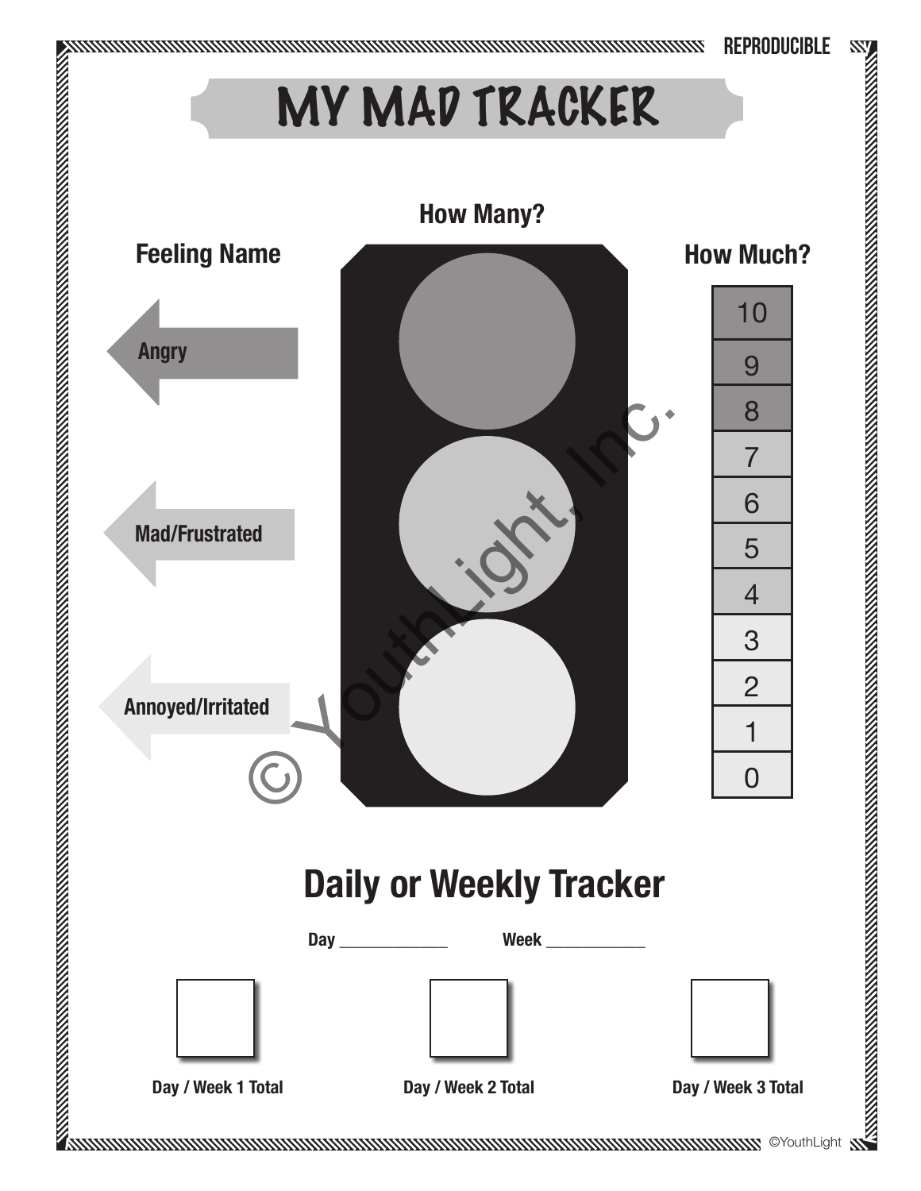REPRODUCIBLE

# MY MAD TRACKER

**How Many?**

**Feeling Name**

Angry

Mad/Frustrated

Annoyed/Irritated

**How Much?**

10
9
8
7
6
5
4
3
2
1
0

## Daily or Weekly Tracker

**Day** ____________ **Week** ____________

**Day / Week 1 Total**

**Day / Week 2 Total**

**Day / Week 3 Total**

©YouthLight